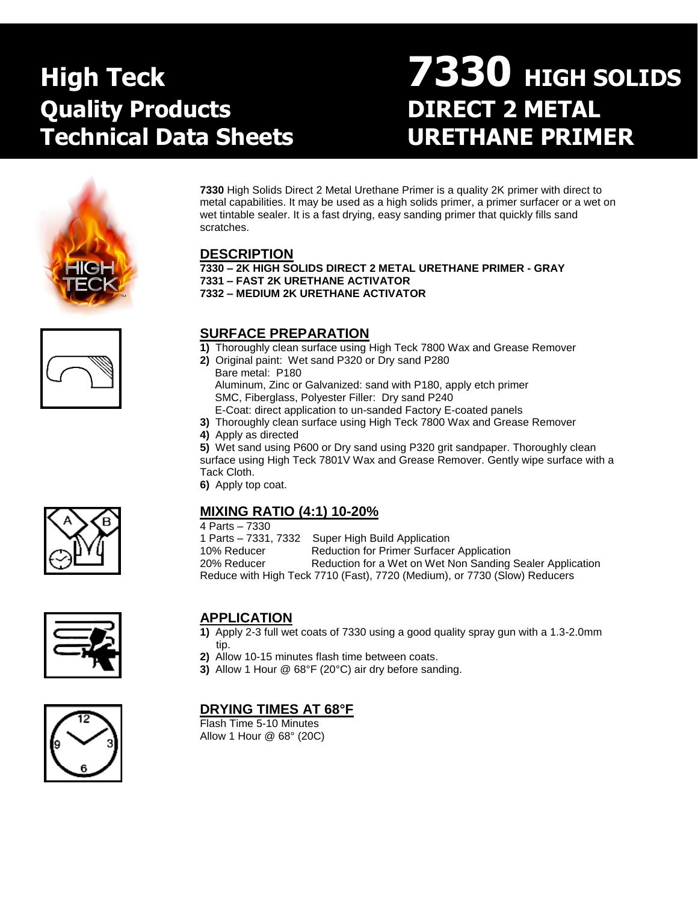# High Teck Quality Products Technical Data Sheets

# 7330 HIGH SOLIDS DIRECT 2 METAL URETHANE PRIMER

**7330** High Solids Direct 2 Metal Urethane Primer is a quality 2K primer with direct to metal capabilities. It may be used as a high solids primer, a primer surfacer or a wet on wet tintable sealer. It is a fast drying, easy sanding primer that quickly fills sand scratches.

## DESCRIPTION

**7330 – 2K HIGH SOLIDS DIRECT 2 METAL URETHANE PRIMER - GRAY**
**7331 – FAST 2K URETHANE ACTIVATOR**
**7332 – MEDIUM 2K URETHANE ACTIVATOR**

## SURFACE PREPARATION

**1)** Thoroughly clean surface using High Teck 7800 Wax and Grease Remover
**2)** Original paint: Wet sand P320 or Dry sand P280
Bare metal: P180
Aluminum, Zinc or Galvanized: sand with P180, apply etch primer
SMC, Fiberglass, Polyester Filler: Dry sand P240
E-Coat: direct application to un-sanded Factory E-coated panels
**3)** Thoroughly clean surface using High Teck 7800 Wax and Grease Remover
**4)** Apply as directed
**5)** Wet sand using P600 or Dry sand using P320 grit sandpaper. Thoroughly clean surface using High Teck 7801V Wax and Grease Remover. Gently wipe surface with a Tack Cloth.
**6)** Apply top coat.

## MIXING RATIO (4:1) 10-20%

4 Parts – 7330
1 Parts – 7331, 7332 Super High Build Application
10% Reducer Reduction for Primer Surfacer Application
20% Reducer Reduction for a Wet on Wet Non Sanding Sealer Application
Reduce with High Teck 7710 (Fast), 7720 (Medium), or 7730 (Slow) Reducers

## APPLICATION

**1)** Apply 2-3 full wet coats of 7330 using a good quality spray gun with a 1.3-2.0mm tip.
**2)** Allow 10-15 minutes flash time between coats.
**3)** Allow 1 Hour @ 68°F (20°C) air dry before sanding.

## DRYING TIMES AT 68°F

Flash Time 5-10 Minutes
Allow 1 Hour @ 68° (20C)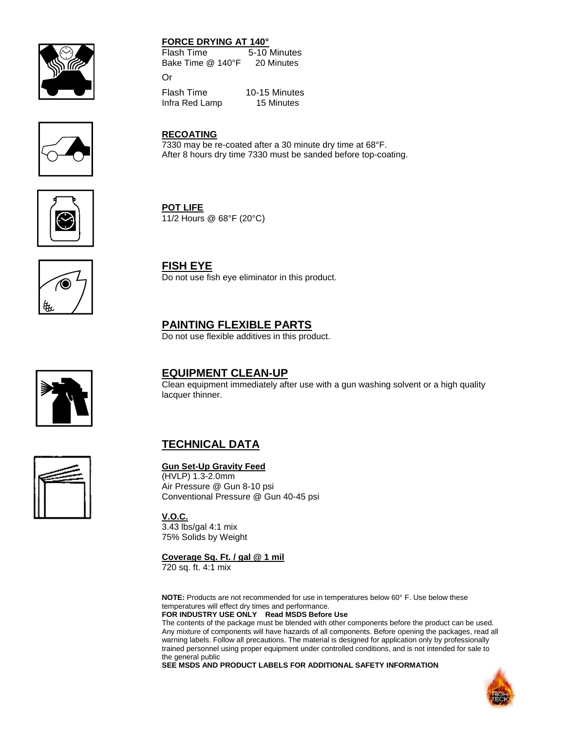**FORCE DRYING AT 140°**

| | |
|---|---|
| Flash Time | 5-10 Minutes |
| Bake Time @ 140°F | 20 Minutes |

Or

| | |
|---|---|
| Flash Time | 10-15 Minutes |
| Infra Red Lamp | 15 Minutes |

**RECOATING**

7330 may be re-coated after a 30 minute dry time at 68°F.
After 8 hours dry time 7330 must be sanded before top-coating.

**POT LIFE**

11/2 Hours @ 68°F (20°C)

## FISH EYE

Do not use fish eye eliminator in this product.

## PAINTING FLEXIBLE PARTS

Do not use flexible additives in this product.

## EQUIPMENT CLEAN-UP

Clean equipment immediately after use with a gun washing solvent or a high quality lacquer thinner.

## TECHNICAL DATA

**Gun Set-Up Gravity Feed**

(HVLP) 1.3-2.0mm
Air Pressure @ Gun 8-10 psi
Conventional Pressure @ Gun 40-45 psi

**V.O.C.**

3.43 lbs/gal 4:1 mix
75% Solids by Weight

**Coverage Sq. Ft. / gal @ 1 mil**

720 sq. ft. 4:1 mix

**NOTE:** Products are not recommended for use in temperatures below 60° F. Use below these temperatures will effect dry times and performance.
**FOR INDUSTRY USE ONLY Read MSDS Before Use**
The contents of the package must be blended with other components before the product can be used. Any mixture of components will have hazards of all components. Before opening the packages, read all warning labels. Follow all precautions. The material is designed for application only by professionally trained personnel using proper equipment under controlled conditions, and is not intended for sale to the general public
**SEE MSDS AND PRODUCT LABELS FOR ADDITIONAL SAFETY INFORMATION**